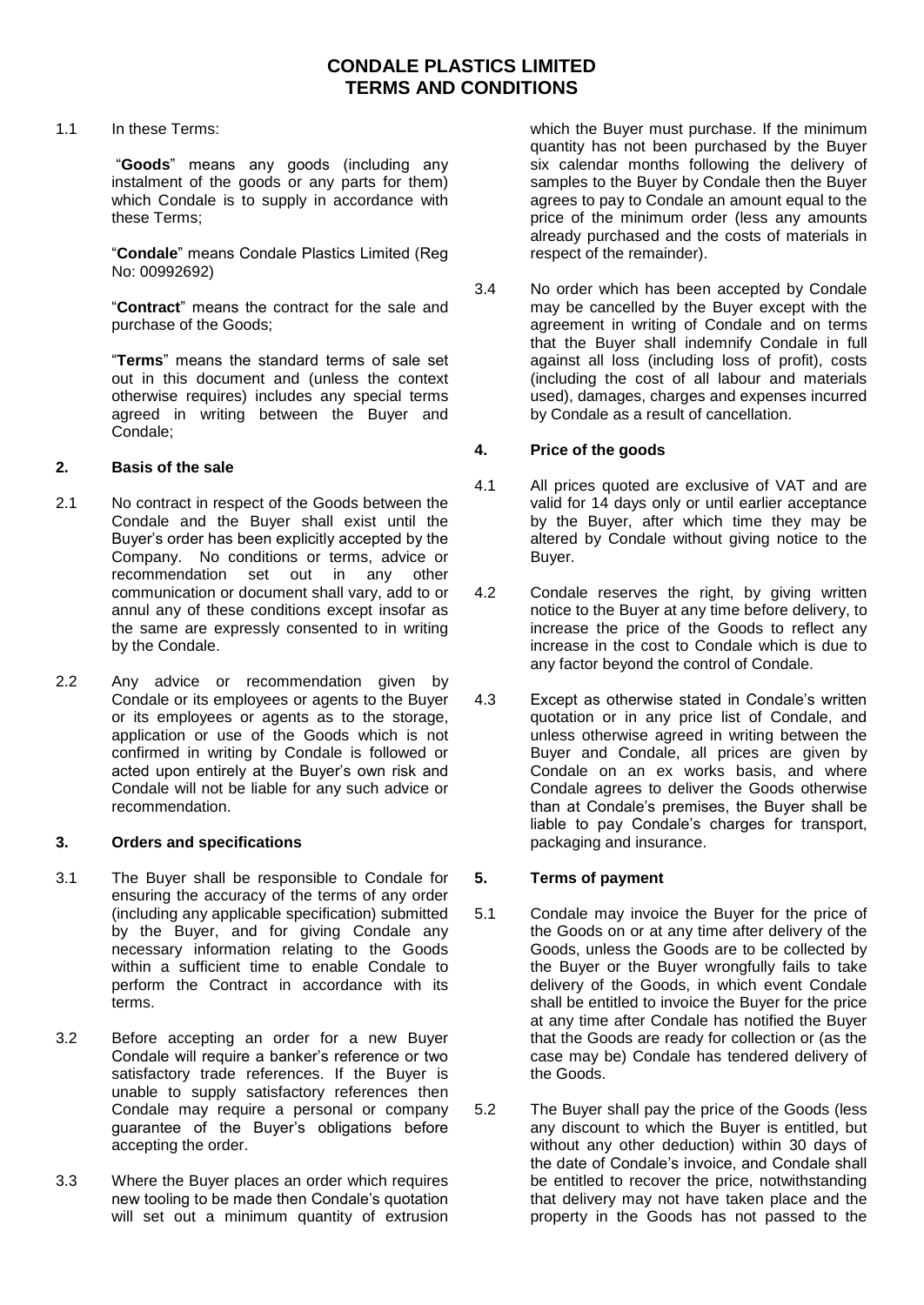# CONDALE PLASTICS LIMITED
# TERMS AND CONDITIONS

1.1 In these Terms:

"**Goods**" means any goods (including any instalment of the goods or any parts for them) which Condale is to supply in accordance with these Terms;

"**Condale**" means Condale Plastics Limited (Reg No: 00992692)

"**Contract**" means the contract for the sale and purchase of the Goods;

"**Terms**" means the standard terms of sale set out in this document and (unless the context otherwise requires) includes any special terms agreed in writing between the Buyer and Condale;

## 2. Basis of the sale

2.1 No contract in respect of the Goods between the Condale and the Buyer shall exist until the Buyer's order has been explicitly accepted by the Company. No conditions or terms, advice or recommendation set out in any other communication or document shall vary, add to or annul any of these conditions except insofar as the same are expressly consented to in writing by the Condale.

2.2 Any advice or recommendation given by Condale or its employees or agents to the Buyer or its employees or agents as to the storage, application or use of the Goods which is not confirmed in writing by Condale is followed or acted upon entirely at the Buyer's own risk and Condale will not be liable for any such advice or recommendation.

## 3. Orders and specifications

3.1 The Buyer shall be responsible to Condale for ensuring the accuracy of the terms of any order (including any applicable specification) submitted by the Buyer, and for giving Condale any necessary information relating to the Goods within a sufficient time to enable Condale to perform the Contract in accordance with its terms.

3.2 Before accepting an order for a new Buyer Condale will require a banker's reference or two satisfactory trade references. If the Buyer is unable to supply satisfactory references then Condale may require a personal or company guarantee of the Buyer's obligations before accepting the order.

3.3 Where the Buyer places an order which requires new tooling to be made then Condale's quotation will set out a minimum quantity of extrusion which the Buyer must purchase. If the minimum quantity has not been purchased by the Buyer six calendar months following the delivery of samples to the Buyer by Condale then the Buyer agrees to pay to Condale an amount equal to the price of the minimum order (less any amounts already purchased and the costs of materials in respect of the remainder).

3.4 No order which has been accepted by Condale may be cancelled by the Buyer except with the agreement in writing of Condale and on terms that the Buyer shall indemnify Condale in full against all loss (including loss of profit), costs (including the cost of all labour and materials used), damages, charges and expenses incurred by Condale as a result of cancellation.

## 4. Price of the goods

4.1 All prices quoted are exclusive of VAT and are valid for 14 days only or until earlier acceptance by the Buyer, after which time they may be altered by Condale without giving notice to the Buyer.

4.2 Condale reserves the right, by giving written notice to the Buyer at any time before delivery, to increase the price of the Goods to reflect any increase in the cost to Condale which is due to any factor beyond the control of Condale.

4.3 Except as otherwise stated in Condale's written quotation or in any price list of Condale, and unless otherwise agreed in writing between the Buyer and Condale, all prices are given by Condale on an ex works basis, and where Condale agrees to deliver the Goods otherwise than at Condale's premises, the Buyer shall be liable to pay Condale's charges for transport, packaging and insurance.

## 5. Terms of payment

5.1 Condale may invoice the Buyer for the price of the Goods on or at any time after delivery of the Goods, unless the Goods are to be collected by the Buyer or the Buyer wrongfully fails to take delivery of the Goods, in which event Condale shall be entitled to invoice the Buyer for the price at any time after Condale has notified the Buyer that the Goods are ready for collection or (as the case may be) Condale has tendered delivery of the Goods.

5.2 The Buyer shall pay the price of the Goods (less any discount to which the Buyer is entitled, but without any other deduction) within 30 days of the date of Condale's invoice, and Condale shall be entitled to recover the price, notwithstanding that delivery may not have taken place and the property in the Goods has not passed to the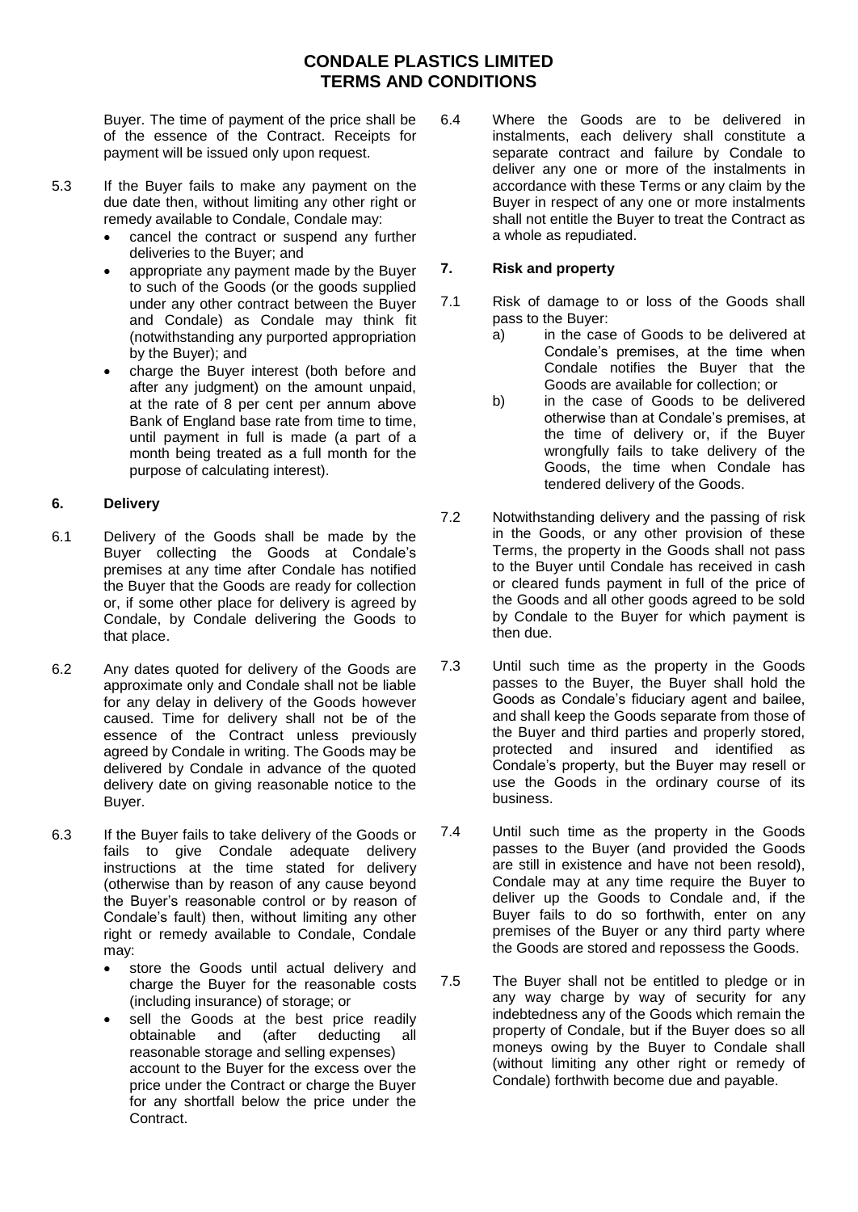Buyer. The time of payment of the price shall be of the essence of the Contract. Receipts for payment will be issued only upon request.

5.3 If the Buyer fails to make any payment on the due date then, without limiting any other right or remedy available to Condale, Condale may:

- cancel the contract or suspend any further deliveries to the Buyer; and
- appropriate any payment made by the Buyer to such of the Goods (or the goods supplied under any other contract between the Buyer and Condale) as Condale may think fit (notwithstanding any purported appropriation by the Buyer); and
- charge the Buyer interest (both before and after any judgment) on the amount unpaid, at the rate of 8 per cent per annum above Bank of England base rate from time to time, until payment in full is made (a part of a month being treated as a full month for the purpose of calculating interest).

## 6. Delivery

6.1 Delivery of the Goods shall be made by the Buyer collecting the Goods at Condale's premises at any time after Condale has notified the Buyer that the Goods are ready for collection or, if some other place for delivery is agreed by Condale, by Condale delivering the Goods to that place.

6.2 Any dates quoted for delivery of the Goods are approximate only and Condale shall not be liable for any delay in delivery of the Goods however caused. Time for delivery shall not be of the essence of the Contract unless previously agreed by Condale in writing. The Goods may be delivered by Condale in advance of the quoted delivery date on giving reasonable notice to the Buyer.

6.3 If the Buyer fails to take delivery of the Goods or fails to give Condale adequate delivery instructions at the time stated for delivery (otherwise than by reason of any cause beyond the Buyer's reasonable control or by reason of Condale's fault) then, without limiting any other right or remedy available to Condale, Condale may:

- store the Goods until actual delivery and charge the Buyer for the reasonable costs (including insurance) of storage; or
- sell the Goods at the best price readily obtainable and (after deducting all reasonable storage and selling expenses) account to the Buyer for the excess over the price under the Contract or charge the Buyer for any shortfall below the price under the Contract.

6.4 Where the Goods are to be delivered in instalments, each delivery shall constitute a separate contract and failure by Condale to deliver any one or more of the instalments in accordance with these Terms or any claim by the Buyer in respect of any one or more instalments shall not entitle the Buyer to treat the Contract as a whole as repudiated.

## 7. Risk and property

7.1 Risk of damage to or loss of the Goods shall pass to the Buyer:

a) in the case of Goods to be delivered at Condale's premises, at the time when Condale notifies the Buyer that the Goods are available for collection; or

b) in the case of Goods to be delivered otherwise than at Condale's premises, at the time of delivery or, if the Buyer wrongfully fails to take delivery of the Goods, the time when Condale has tendered delivery of the Goods.

7.2 Notwithstanding delivery and the passing of risk in the Goods, or any other provision of these Terms, the property in the Goods shall not pass to the Buyer until Condale has received in cash or cleared funds payment in full of the price of the Goods and all other goods agreed to be sold by Condale to the Buyer for which payment is then due.

7.3 Until such time as the property in the Goods passes to the Buyer, the Buyer shall hold the Goods as Condale's fiduciary agent and bailee, and shall keep the Goods separate from those of the Buyer and third parties and properly stored, protected and insured and identified as Condale's property, but the Buyer may resell or use the Goods in the ordinary course of its business.

7.4 Until such time as the property in the Goods passes to the Buyer (and provided the Goods are still in existence and have not been resold), Condale may at any time require the Buyer to deliver up the Goods to Condale and, if the Buyer fails to do so forthwith, enter on any premises of the Buyer or any third party where the Goods are stored and repossess the Goods.

7.5 The Buyer shall not be entitled to pledge or in any way charge by way of security for any indebtedness any of the Goods which remain the property of Condale, but if the Buyer does so all moneys owing by the Buyer to Condale shall (without limiting any other right or remedy of Condale) forthwith become due and payable.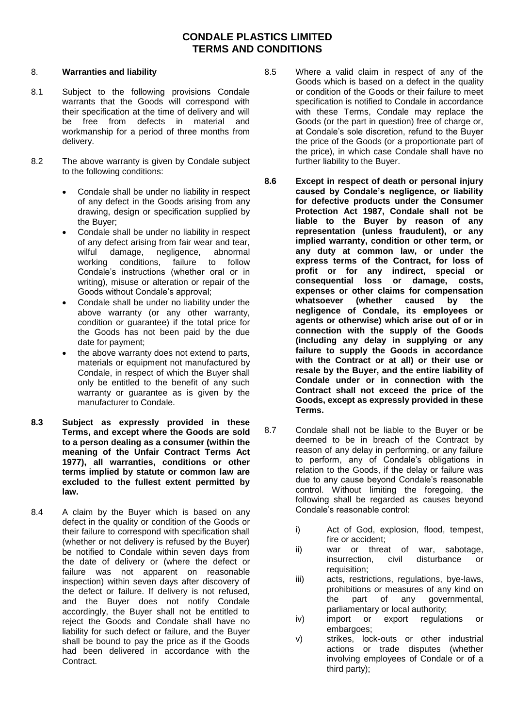# CONDALE PLASTICS LIMITED
# TERMS AND CONDITIONS

8. **Warranties and liability**

8.1 Subject to the following provisions Condale warrants that the Goods will correspond with their specification at the time of delivery and will be free from defects in material and workmanship for a period of three months from delivery.

8.2 The above warranty is given by Condale subject to the following conditions:

- Condale shall be under no liability in respect of any defect in the Goods arising from any drawing, design or specification supplied by the Buyer;
- Condale shall be under no liability in respect of any defect arising from fair wear and tear, wilful damage, negligence, abnormal working conditions, failure to follow Condale's instructions (whether oral or in writing), misuse or alteration or repair of the Goods without Condale's approval;
- Condale shall be under no liability under the above warranty (or any other warranty, condition or guarantee) if the total price for the Goods has not been paid by the due date for payment;
- the above warranty does not extend to parts, materials or equipment not manufactured by Condale, in respect of which the Buyer shall only be entitled to the benefit of any such warranty or guarantee as is given by the manufacturer to Condale.

**8.3 Subject as expressly provided in these Terms, and except where the Goods are sold to a person dealing as a consumer (within the meaning of the Unfair Contract Terms Act 1977), all warranties, conditions or other terms implied by statute or common law are excluded to the fullest extent permitted by law.**

8.4 A claim by the Buyer which is based on any defect in the quality or condition of the Goods or their failure to correspond with specification shall (whether or not delivery is refused by the Buyer) be notified to Condale within seven days from the date of delivery or (where the defect or failure was not apparent on reasonable inspection) within seven days after discovery of the defect or failure. If delivery is not refused, and the Buyer does not notify Condale accordingly, the Buyer shall not be entitled to reject the Goods and Condale shall have no liability for such defect or failure, and the Buyer shall be bound to pay the price as if the Goods had been delivered in accordance with the Contract.

8.5 Where a valid claim in respect of any of the Goods which is based on a defect in the quality or condition of the Goods or their failure to meet specification is notified to Condale in accordance with these Terms, Condale may replace the Goods (or the part in question) free of charge or, at Condale's sole discretion, refund to the Buyer the price of the Goods (or a proportionate part of the price), in which case Condale shall have no further liability to the Buyer.

**8.6 Except in respect of death or personal injury caused by Condale's negligence, or liability for defective products under the Consumer Protection Act 1987, Condale shall not be liable to the Buyer by reason of any representation (unless fraudulent), or any implied warranty, condition or other term, or any duty at common law, or under the express terms of the Contract, for loss of profit or for any indirect, special or consequential loss or damage, costs, expenses or other claims for compensation whatsoever (whether caused by the negligence of Condale, its employees or agents or otherwise) which arise out of or in connection with the supply of the Goods (including any delay in supplying or any failure to supply the Goods in accordance with the Contract or at all) or their use or resale by the Buyer, and the entire liability of Condale under or in connection with the Contract shall not exceed the price of the Goods, except as expressly provided in these Terms.**

8.7 Condale shall not be liable to the Buyer or be deemed to be in breach of the Contract by reason of any delay in performing, or any failure to perform, any of Condale's obligations in relation to the Goods, if the delay or failure was due to any cause beyond Condale's reasonable control. Without limiting the foregoing, the following shall be regarded as causes beyond Condale's reasonable control:

i) Act of God, explosion, flood, tempest, fire or accident;

ii) war or threat of war, sabotage, insurrection, civil disturbance or requisition;

iii) acts, restrictions, regulations, bye-laws, prohibitions or measures of any kind on the part of any governmental, parliamentary or local authority;

iv) import or export regulations or embargoes;

v) strikes, lock-outs or other industrial actions or trade disputes (whether involving employees of Condale or of a third party);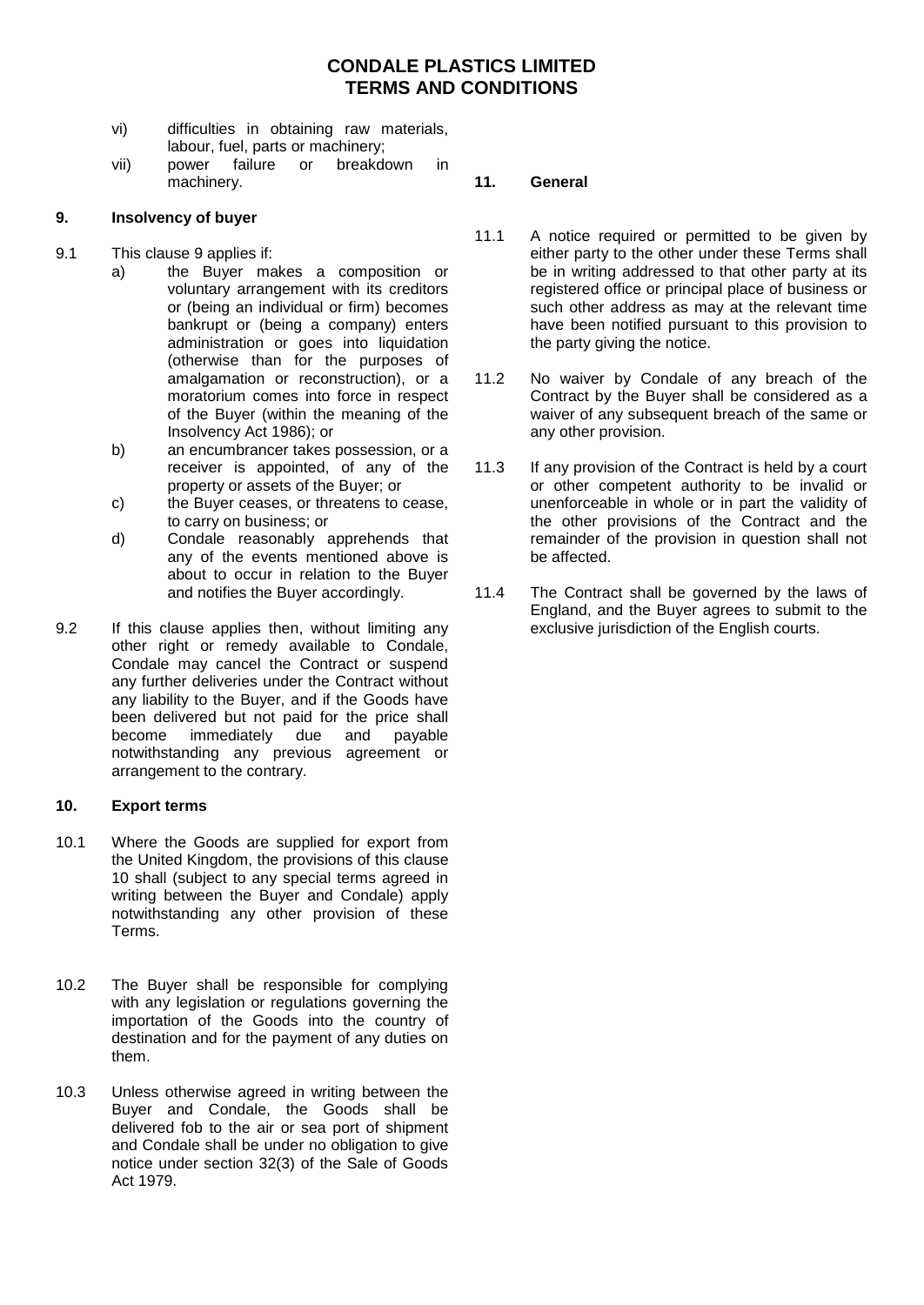vi) difficulties in obtaining raw materials, labour, fuel, parts or machinery;

vii) power failure or breakdown in machinery.

## 9. Insolvency of buyer

9.1 This clause 9 applies if:

a) the Buyer makes a composition or voluntary arrangement with its creditors or (being an individual or firm) becomes bankrupt or (being a company) enters administration or goes into liquidation (otherwise than for the purposes of amalgamation or reconstruction), or a moratorium comes into force in respect of the Buyer (within the meaning of the Insolvency Act 1986); or

b) an encumbrancer takes possession, or a receiver is appointed, of any of the property or assets of the Buyer; or

c) the Buyer ceases, or threatens to cease, to carry on business; or

d) Condale reasonably apprehends that any of the events mentioned above is about to occur in relation to the Buyer and notifies the Buyer accordingly.

9.2 If this clause applies then, without limiting any other right or remedy available to Condale, Condale may cancel the Contract or suspend any further deliveries under the Contract without any liability to the Buyer, and if the Goods have been delivered but not paid for the price shall become immediately due and payable notwithstanding any previous agreement or arrangement to the contrary.

## 10. Export terms

10.1 Where the Goods are supplied for export from the United Kingdom, the provisions of this clause 10 shall (subject to any special terms agreed in writing between the Buyer and Condale) apply notwithstanding any other provision of these Terms.

10.2 The Buyer shall be responsible for complying with any legislation or regulations governing the importation of the Goods into the country of destination and for the payment of any duties on them.

10.3 Unless otherwise agreed in writing between the Buyer and Condale, the Goods shall be delivered fob to the air or sea port of shipment and Condale shall be under no obligation to give notice under section 32(3) of the Sale of Goods Act 1979.

## 11. General

11.1 A notice required or permitted to be given by either party to the other under these Terms shall be in writing addressed to that other party at its registered office or principal place of business or such other address as may at the relevant time have been notified pursuant to this provision to the party giving the notice.

11.2 No waiver by Condale of any breach of the Contract by the Buyer shall be considered as a waiver of any subsequent breach of the same or any other provision.

11.3 If any provision of the Contract is held by a court or other competent authority to be invalid or unenforceable in whole or in part the validity of the other provisions of the Contract and the remainder of the provision in question shall not be affected.

11.4 The Contract shall be governed by the laws of England, and the Buyer agrees to submit to the exclusive jurisdiction of the English courts.